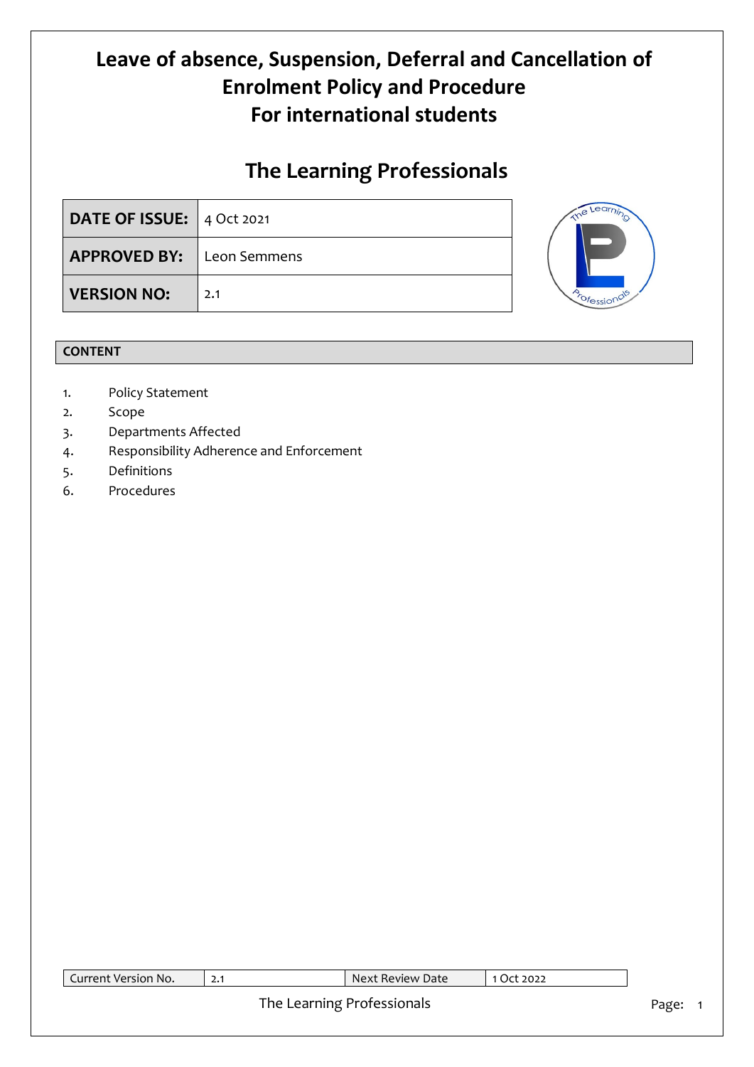# Leave of absence, Suspension, Deferral and Cancellation of Enrolment Policy and Procedure For international students

## The Learning Professionals

| | |
|---|---|
| **DATE OF ISSUE:** | 4 Oct 2021 |
| **APPROVED BY:** | Leon Semmens |
| **VERSION NO:** | 2.1 |

**CONTENT**

1. Policy Statement
2. Scope
3. Departments Affected
4. Responsibility Adherence and Enforcement
5. Definitions
6. Procedures

| | | | |
|---|---|---|---|
| Current Version No. | 2.1 | Next Review Date | 1 Oct 2022 |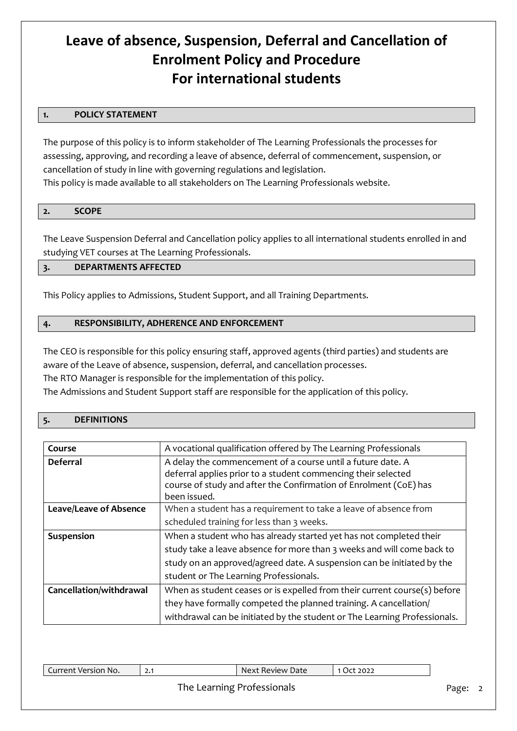# Leave of absence, Suspension, Deferral and Cancellation of Enrolment Policy and Procedure For international students

## 1. POLICY STATEMENT

The purpose of this policy is to inform stakeholder of The Learning Professionals the processes for assessing, approving, and recording a leave of absence, deferral of commencement, suspension, or cancellation of study in line with governing regulations and legislation.
This policy is made available to all stakeholders on The Learning Professionals website.

## 2. SCOPE

The Leave Suspension Deferral and Cancellation policy applies to all international students enrolled in and studying VET courses at The Learning Professionals.

## 3. DEPARTMENTS AFFECTED

This Policy applies to Admissions, Student Support, and all Training Departments.

## 4. RESPONSIBILITY, ADHERENCE AND ENFORCEMENT

The CEO is responsible for this policy ensuring staff, approved agents (third parties) and students are aware of the Leave of absence, suspension, deferral, and cancellation processes.
The RTO Manager is responsible for the implementation of this policy.
The Admissions and Student Support staff are responsible for the application of this policy.

## 5. DEFINITIONS

| | |
|---|---|
| **Course** | A vocational qualification offered by The Learning Professionals |
| **Deferral** | A delay the commencement of a course until a future date. A deferral applies prior to a student commencing their selected course of study and after the Confirmation of Enrolment (CoE) has been issued. |
| **Leave/Leave of Absence** | When a student has a requirement to take a leave of absence from scheduled training for less than 3 weeks. |
| **Suspension** | When a student who has already started yet has not completed their study take a leave absence for more than 3 weeks and will come back to study on an approved/agreed date. A suspension can be initiated by the student or The Learning Professionals. |
| **Cancellation/withdrawal** | When as student ceases or is expelled from their current course(s) before they have formally competed the planned training. A cancellation/ withdrawal can be initiated by the student or The Learning Professionals. |

| Current Version No. | 2.1 | Next Review Date | 1 Oct 2022 |
|---|---|---|---|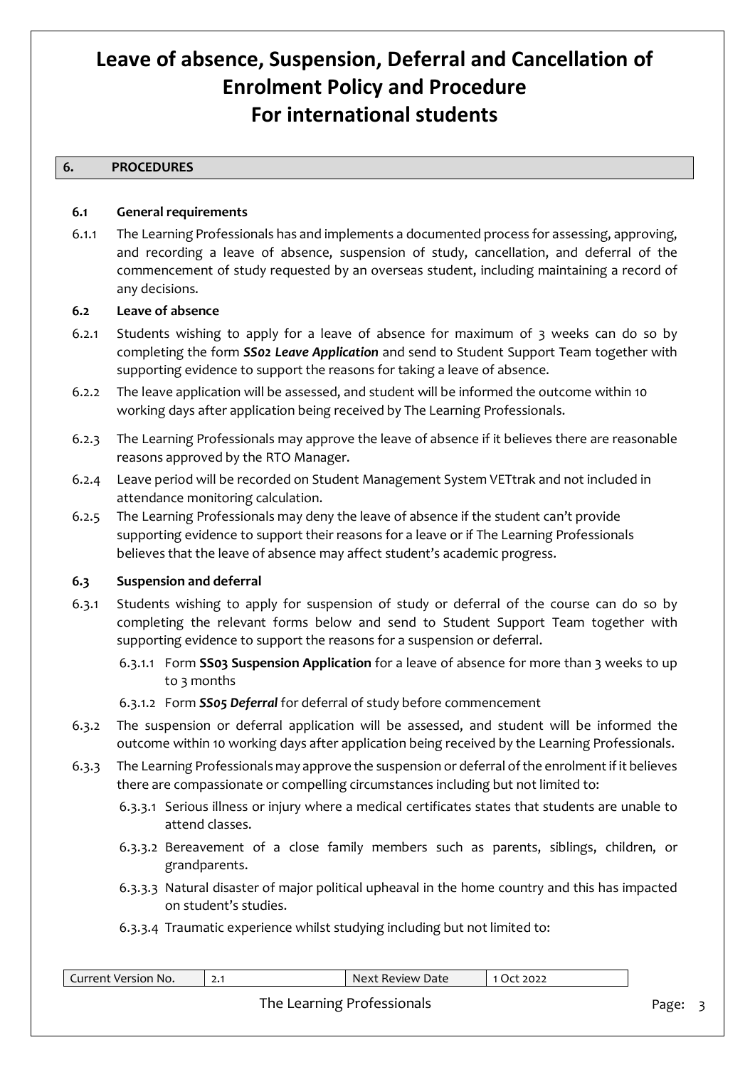# Leave of absence, Suspension, Deferral and Cancellation of Enrolment Policy and Procedure For international students

## 6. PROCEDURES

### 6.1 General requirements

6.1.1 The Learning Professionals has and implements a documented process for assessing, approving, and recording a leave of absence, suspension of study, cancellation, and deferral of the commencement of study requested by an overseas student, including maintaining a record of any decisions.

### 6.2 Leave of absence

6.2.1 Students wishing to apply for a leave of absence for maximum of 3 weeks can do so by completing the form ***SS02 Leave Application*** and send to Student Support Team together with supporting evidence to support the reasons for taking a leave of absence.

6.2.2 The leave application will be assessed, and student will be informed the outcome within 10 working days after application being received by The Learning Professionals.

6.2.3 The Learning Professionals may approve the leave of absence if it believes there are reasonable reasons approved by the RTO Manager.

6.2.4 Leave period will be recorded on Student Management System VETtrak and not included in attendance monitoring calculation.

6.2.5 The Learning Professionals may deny the leave of absence if the student can't provide supporting evidence to support their reasons for a leave or if The Learning Professionals believes that the leave of absence may affect student's academic progress.

### 6.3 Suspension and deferral

6.3.1 Students wishing to apply for suspension of study or deferral of the course can do so by completing the relevant forms below and send to Student Support Team together with supporting evidence to support the reasons for a suspension or deferral.

6.3.1.1 Form **SS03 Suspension Application** for a leave of absence for more than 3 weeks to up to 3 months

6.3.1.2 Form ***SS05 Deferral*** for deferral of study before commencement

6.3.2 The suspension or deferral application will be assessed, and student will be informed the outcome within 10 working days after application being received by the Learning Professionals.

6.3.3 The Learning Professionals may approve the suspension or deferral of the enrolment if it believes there are compassionate or compelling circumstances including but not limited to:

6.3.3.1 Serious illness or injury where a medical certificates states that students are unable to attend classes.

6.3.3.2 Bereavement of a close family members such as parents, siblings, children, or grandparents.

6.3.3.3 Natural disaster of major political upheaval in the home country and this has impacted on student's studies.

6.3.3.4 Traumatic experience whilst studying including but not limited to:

| Current Version No. | 2.1 | Next Review Date | 1 Oct 2022 |
|---|---|---|---|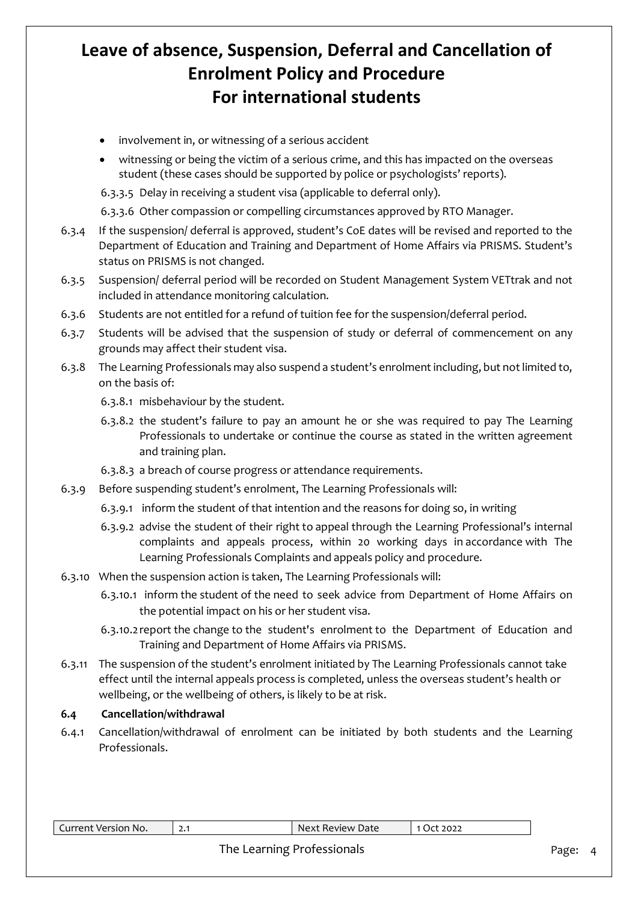- involvement in, or witnessing of a serious accident
- witnessing or being the victim of a serious crime, and this has impacted on the overseas student (these cases should be supported by police or psychologists' reports).

6.3.3.5 Delay in receiving a student visa (applicable to deferral only).

6.3.3.6 Other compassion or compelling circumstances approved by RTO Manager.

6.3.4 If the suspension/ deferral is approved, student's CoE dates will be revised and reported to the Department of Education and Training and Department of Home Affairs via PRISMS. Student's status on PRISMS is not changed.

6.3.5 Suspension/ deferral period will be recorded on Student Management System VETtrak and not included in attendance monitoring calculation.

6.3.6 Students are not entitled for a refund of tuition fee for the suspension/deferral period.

6.3.7 Students will be advised that the suspension of study or deferral of commencement on any grounds may affect their student visa.

6.3.8 The Learning Professionals may also suspend a student's enrolment including, but not limited to, on the basis of:

6.3.8.1 misbehaviour by the student.

6.3.8.2 the student's failure to pay an amount he or she was required to pay The Learning Professionals to undertake or continue the course as stated in the written agreement and training plan.

6.3.8.3 a breach of course progress or attendance requirements.

6.3.9 Before suspending student's enrolment, The Learning Professionals will:

6.3.9.1 inform the student of that intention and the reasons for doing so, in writing

6.3.9.2 advise the student of their right to appeal through the Learning Professional's internal complaints and appeals process, within 20 working days in accordance with The Learning Professionals Complaints and appeals policy and procedure.

6.3.10 When the suspension action is taken, The Learning Professionals will:

6.3.10.1 inform the student of the need to seek advice from Department of Home Affairs on the potential impact on his or her student visa.

6.3.10.2 report the change to the student's enrolment to the Department of Education and Training and Department of Home Affairs via PRISMS.

6.3.11 The suspension of the student's enrolment initiated by The Learning Professionals cannot take effect until the internal appeals process is completed, unless the overseas student's health or wellbeing, or the wellbeing of others, is likely to be at risk.

### 6.4 Cancellation/withdrawal

6.4.1 Cancellation/withdrawal of enrolment can be initiated by both students and the Learning Professionals.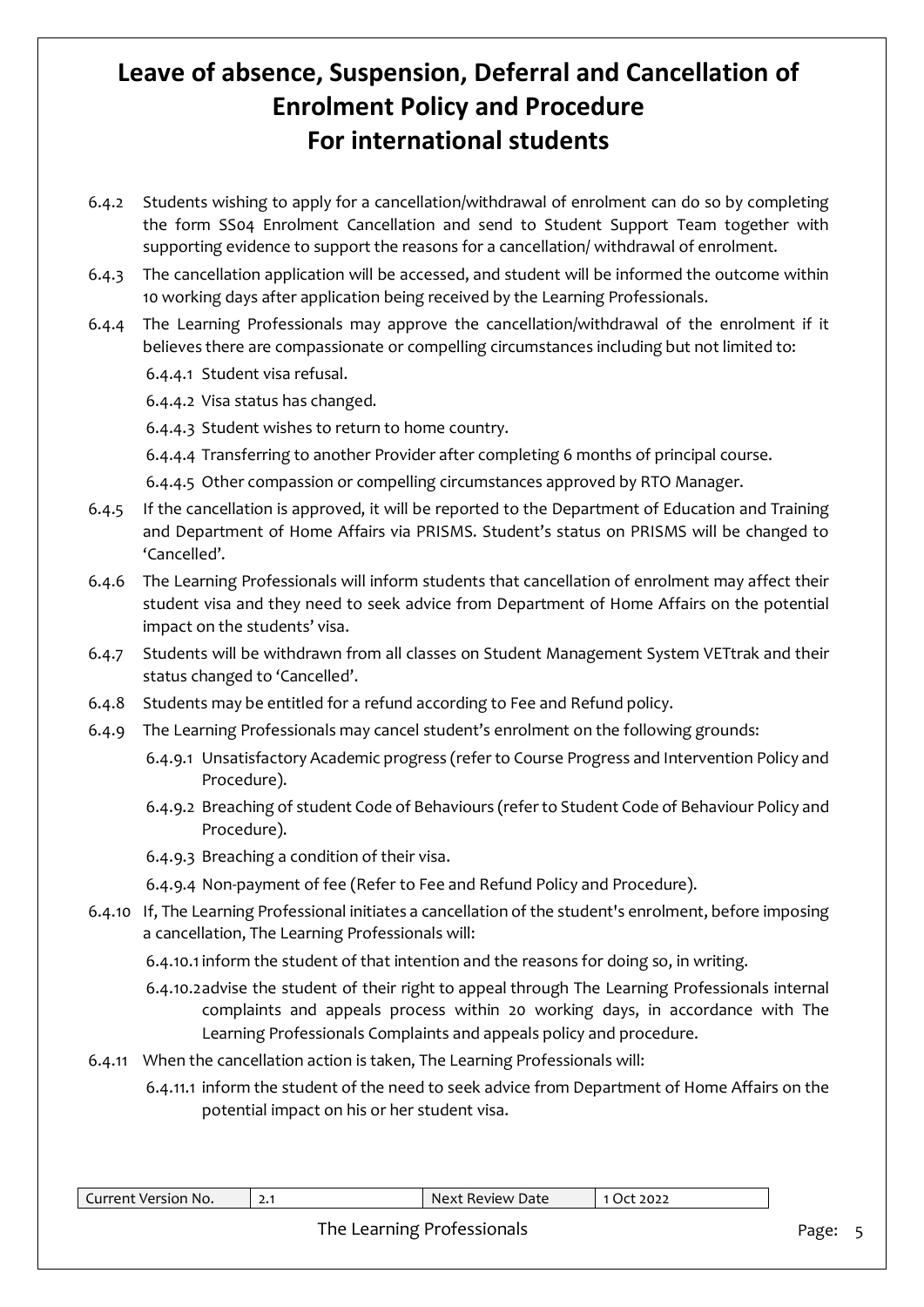# Leave of absence, Suspension, Deferral and Cancellation of Enrolment Policy and Procedure For international students

6.4.2 Students wishing to apply for a cancellation/withdrawal of enrolment can do so by completing the form SS04 Enrolment Cancellation and send to Student Support Team together with supporting evidence to support the reasons for a cancellation/ withdrawal of enrolment.

6.4.3 The cancellation application will be accessed, and student will be informed the outcome within 10 working days after application being received by the Learning Professionals.

6.4.4 The Learning Professionals may approve the cancellation/withdrawal of the enrolment if it believes there are compassionate or compelling circumstances including but not limited to:

- 6.4.4.1 Student visa refusal.
- 6.4.4.2 Visa status has changed.
- 6.4.4.3 Student wishes to return to home country.
- 6.4.4.4 Transferring to another Provider after completing 6 months of principal course.
- 6.4.4.5 Other compassion or compelling circumstances approved by RTO Manager.

6.4.5 If the cancellation is approved, it will be reported to the Department of Education and Training and Department of Home Affairs via PRISMS. Student's status on PRISMS will be changed to 'Cancelled'.

6.4.6 The Learning Professionals will inform students that cancellation of enrolment may affect their student visa and they need to seek advice from Department of Home Affairs on the potential impact on the students' visa.

6.4.7 Students will be withdrawn from all classes on Student Management System VETtrak and their status changed to 'Cancelled'.

6.4.8 Students may be entitled for a refund according to Fee and Refund policy.

6.4.9 The Learning Professionals may cancel student's enrolment on the following grounds:

- 6.4.9.1 Unsatisfactory Academic progress (refer to Course Progress and Intervention Policy and Procedure).
- 6.4.9.2 Breaching of student Code of Behaviours (refer to Student Code of Behaviour Policy and Procedure).
- 6.4.9.3 Breaching a condition of their visa.
- 6.4.9.4 Non-payment of fee (Refer to Fee and Refund Policy and Procedure).

6.4.10 If, The Learning Professional initiates a cancellation of the student's enrolment, before imposing a cancellation, The Learning Professionals will:

- 6.4.10.1 inform the student of that intention and the reasons for doing so, in writing.
- 6.4.10.2 advise the student of their right to appeal through The Learning Professionals internal complaints and appeals process within 20 working days, in accordance with The Learning Professionals Complaints and appeals policy and procedure.

6.4.11 When the cancellation action is taken, The Learning Professionals will:

- 6.4.11.1 inform the student of the need to seek advice from Department of Home Affairs on the potential impact on his or her student visa.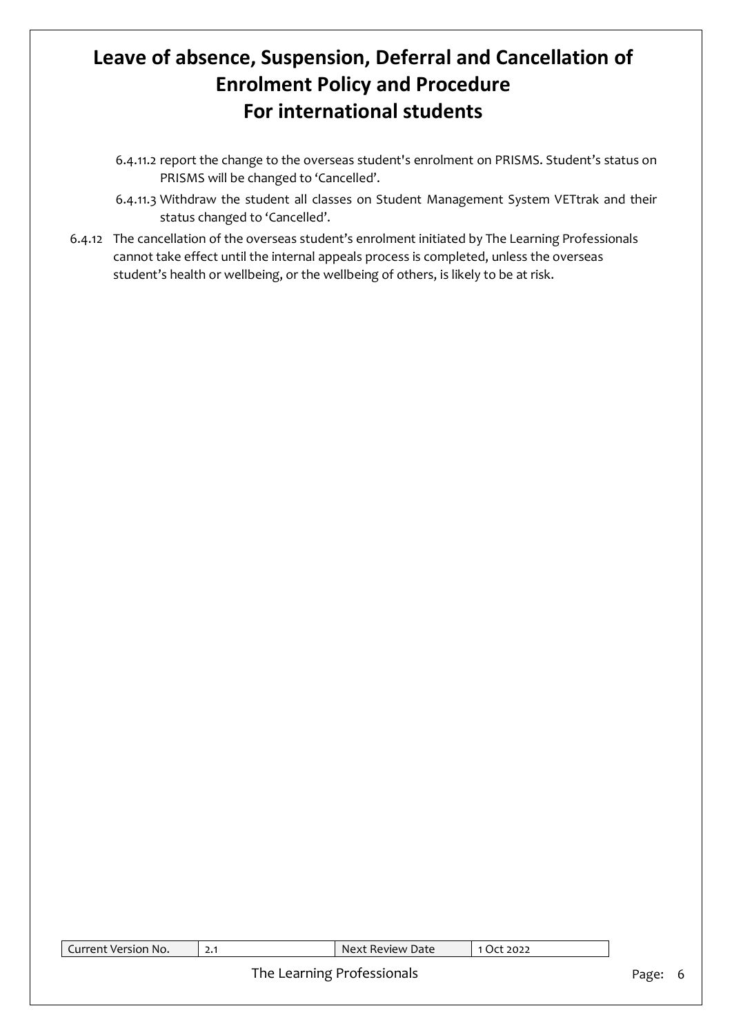6.4.11.2 report the change to the overseas student's enrolment on PRISMS. Student's status on PRISMS will be changed to 'Cancelled'.

6.4.11.3 Withdraw the student all classes on Student Management System VETtrak and their status changed to 'Cancelled'.

6.4.12 The cancellation of the overseas student's enrolment initiated by The Learning Professionals cannot take effect until the internal appeals process is completed, unless the overseas student's health or wellbeing, or the wellbeing of others, is likely to be at risk.